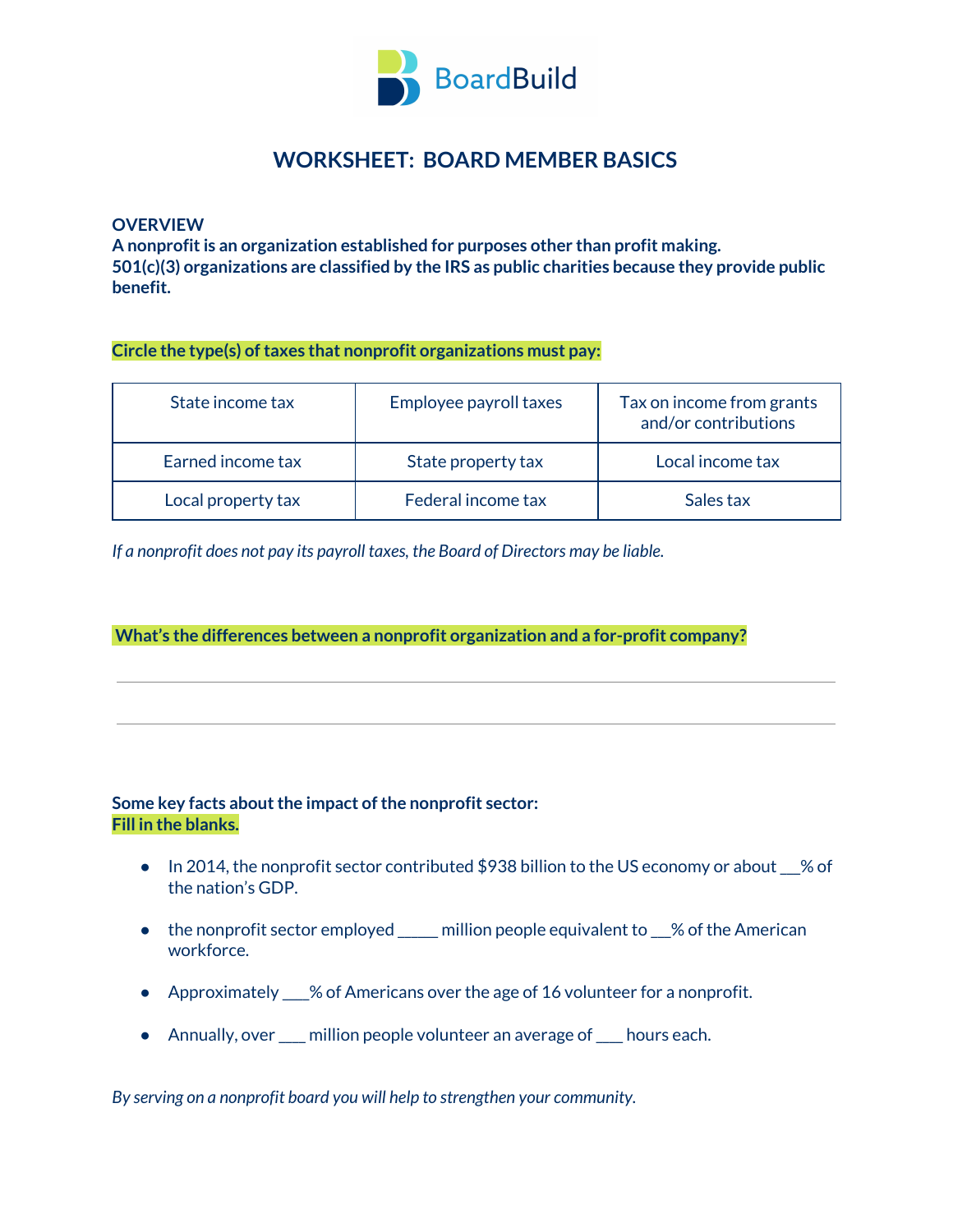BoardBuild

# WORKSHEET: BOARD MEMBER BASICS

**OVERVIEW**

**A nonprofit is an organization established for purposes other than profit making. 501(c)(3) organizations are classified by the IRS as public charities because they provide public benefit.**

**Circle the type(s) of taxes that nonprofit organizations must pay:**

| | | |
|---|---|---|
| State income tax | Employee payroll taxes | Tax on income from grants and/or contributions |
| Earned income tax | State property tax | Local income tax |
| Local property tax | Federal income tax | Sales tax |

*If a nonprofit does not pay its payroll taxes, the Board of Directors may be liable.*

**What's the differences between a nonprofit organization and a for-profit company?**

______________________________________________________________________

______________________________________________________________________

**Some key facts about the impact of the nonprofit sector:**
**Fill in the blanks.**

- In 2014, the nonprofit sector contributed $938 billion to the US economy or about ___% of the nation's GDP.
- the nonprofit sector employed _____ million people equivalent to ___% of the American workforce.
- Approximately ___% of Americans over the age of 16 volunteer for a nonprofit.
- Annually, over ___ million people volunteer an average of ___ hours each.

*By serving on a nonprofit board you will help to strengthen your community.*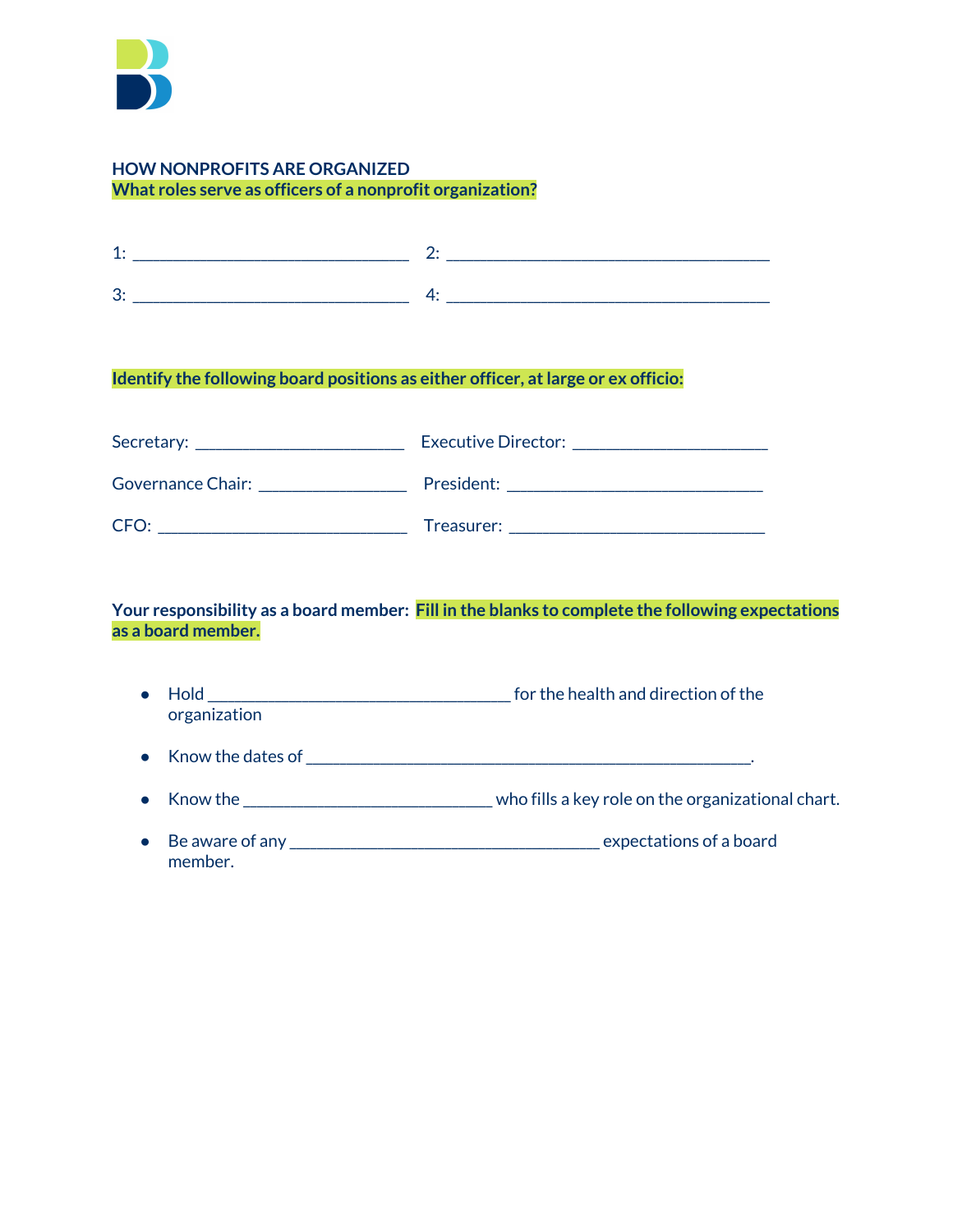## HOW NONPROFITS ARE ORGANIZED

**What roles serve as officers of a nonprofit organization?**

1: ______________________________ 2: ___________________________________

3: ______________________________ 4: ___________________________________

**Identify the following board positions as either officer, at large or ex officio:**

Secretary: ______________________ Executive Director: _____________________

Governance Chair: ________________ President: ____________________________

CFO: ___________________________ Treasurer: ____________________________

**Your responsibility as a board member: Fill in the blanks to complete the following expectations as a board member.**

- Hold _________________________________ for the health and direction of the organization
- Know the dates of ________________________________________________.
- Know the ___________________________ who fills a key role on the organizational chart.
- Be aware of any __________________________________ expectations of a board member.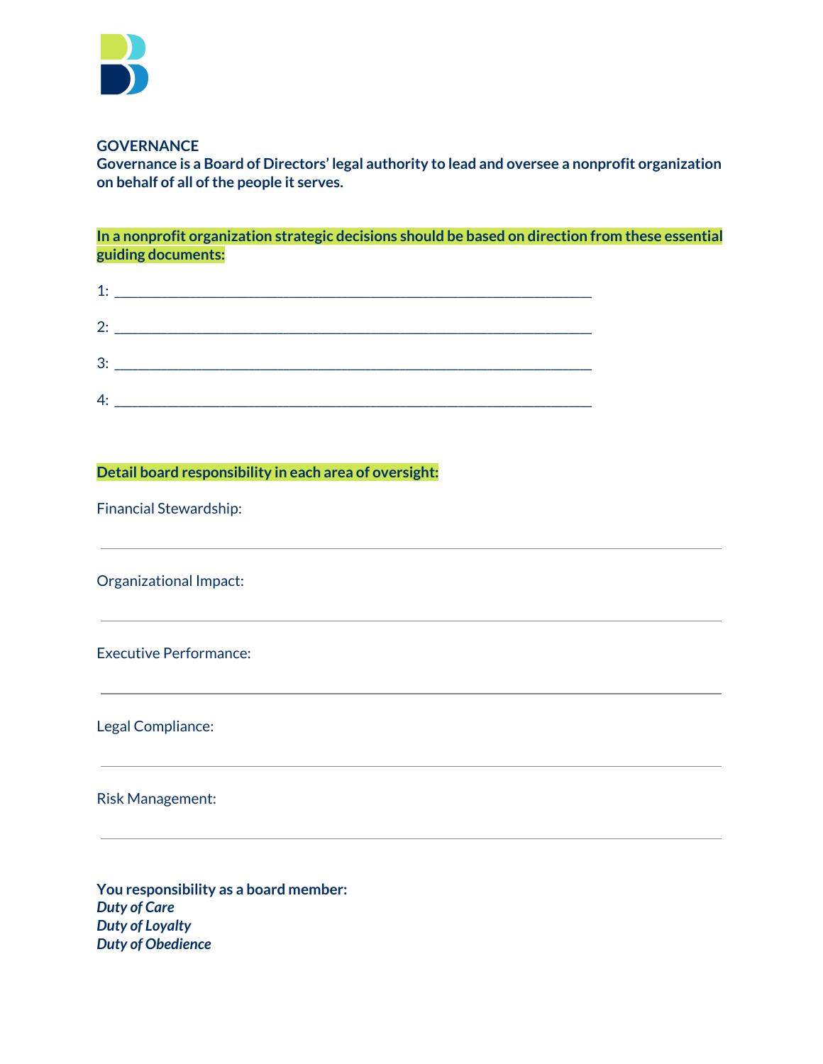**GOVERNANCE**

**Governance is a Board of Directors' legal authority to lead and oversee a nonprofit organization on behalf of all of the people it serves.**

**In a nonprofit organization strategic decisions should be based on direction from these essential guiding documents:**

1: ____________________________________________________________

2: ____________________________________________________________

3: ____________________________________________________________

4: ____________________________________________________________

**Detail board responsibility in each area of oversight:**

Financial Stewardship:

---

Organizational Impact:

---

Executive Performance:

---

Legal Compliance:

---

Risk Management:

---

**You responsibility as a board member:**
***Duty of Care***
***Duty of Loyalty***
***Duty of Obedience***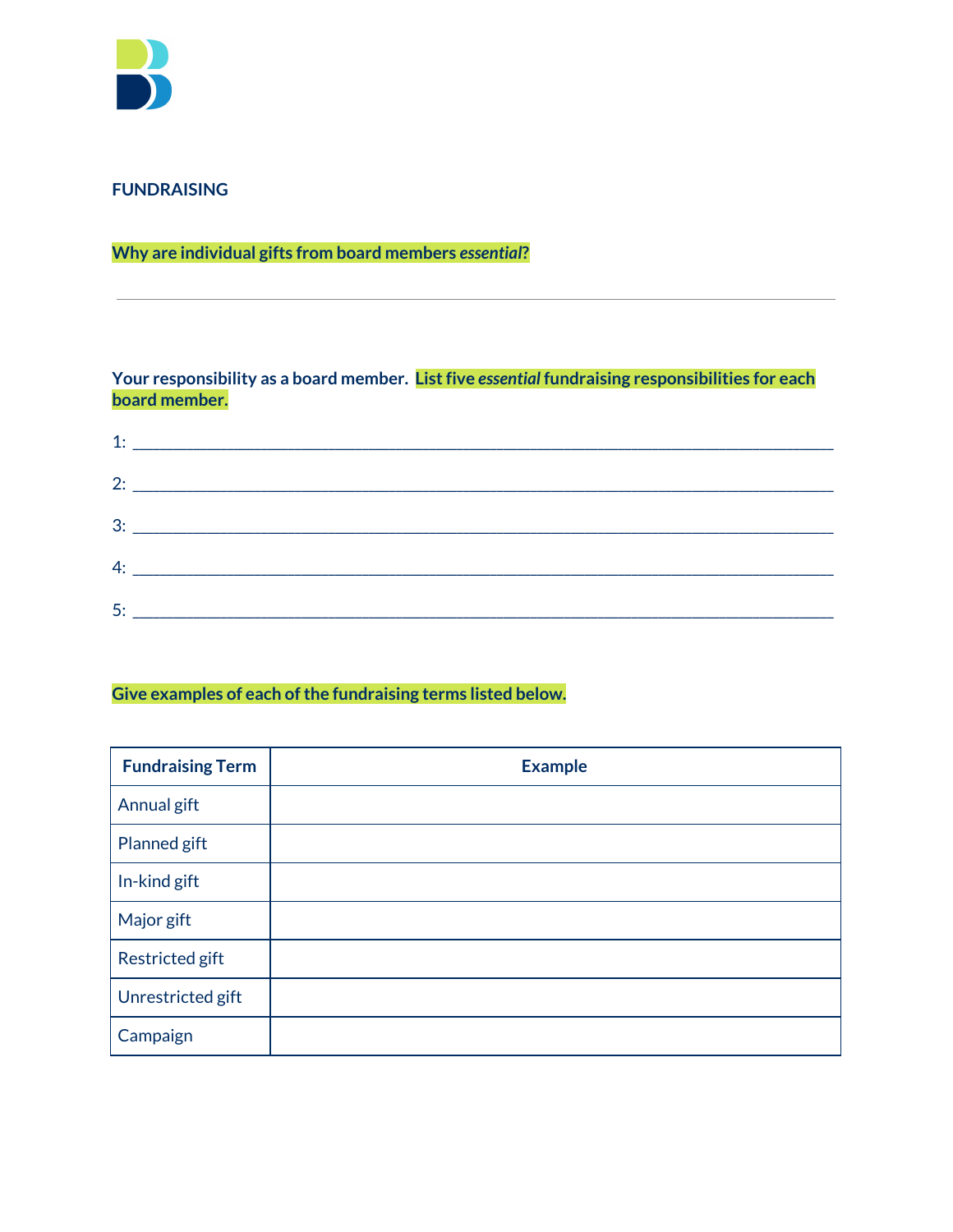## FUNDRAISING

**Why are individual gifts from board members *essential*?**

---

**Your responsibility as a board member. List five *essential* fundraising responsibilities for each board member.**

1: ______________________________________________________________________________

2: ______________________________________________________________________________

3: ______________________________________________________________________________

4: ______________________________________________________________________________

5: ______________________________________________________________________________

**Give examples of each of the fundraising terms listed below.**

| Fundraising Term | Example |
|---|---|
| Annual gift | |
| Planned gift | |
| In-kind gift | |
| Major gift | |
| Restricted gift | |
| Unrestricted gift | |
| Campaign | |